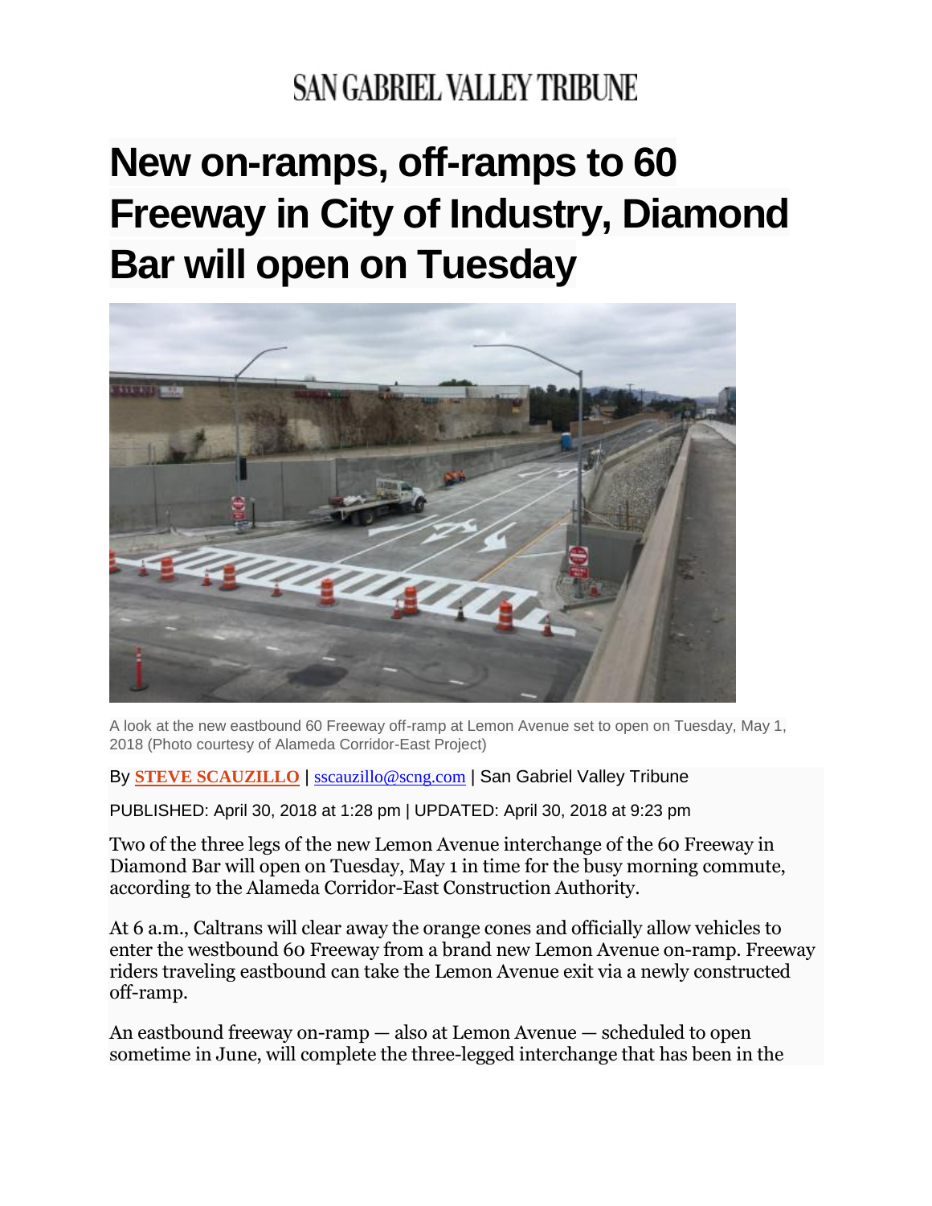SAN GABRIEL VALLEY TRIBUNE

# New on-ramps, off-ramps to 60 Freeway in City of Industry, Diamond Bar will open on Tuesday

A look at the new eastbound 60 Freeway off-ramp at Lemon Avenue set to open on Tuesday, May 1, 2018 (Photo courtesy of Alameda Corridor-East Project)

By **STEVE SCAUZILLO** | sscauzillo@scng.com | San Gabriel Valley Tribune

PUBLISHED: April 30, 2018 at 1:28 pm | UPDATED: April 30, 2018 at 9:23 pm

Two of the three legs of the new Lemon Avenue interchange of the 60 Freeway in Diamond Bar will open on Tuesday, May 1 in time for the busy morning commute, according to the Alameda Corridor-East Construction Authority.

At 6 a.m., Caltrans will clear away the orange cones and officially allow vehicles to enter the westbound 60 Freeway from a brand new Lemon Avenue on-ramp. Freeway riders traveling eastbound can take the Lemon Avenue exit via a newly constructed off-ramp.

An eastbound freeway on-ramp — also at Lemon Avenue — scheduled to open sometime in June, will complete the three-legged interchange that has been in the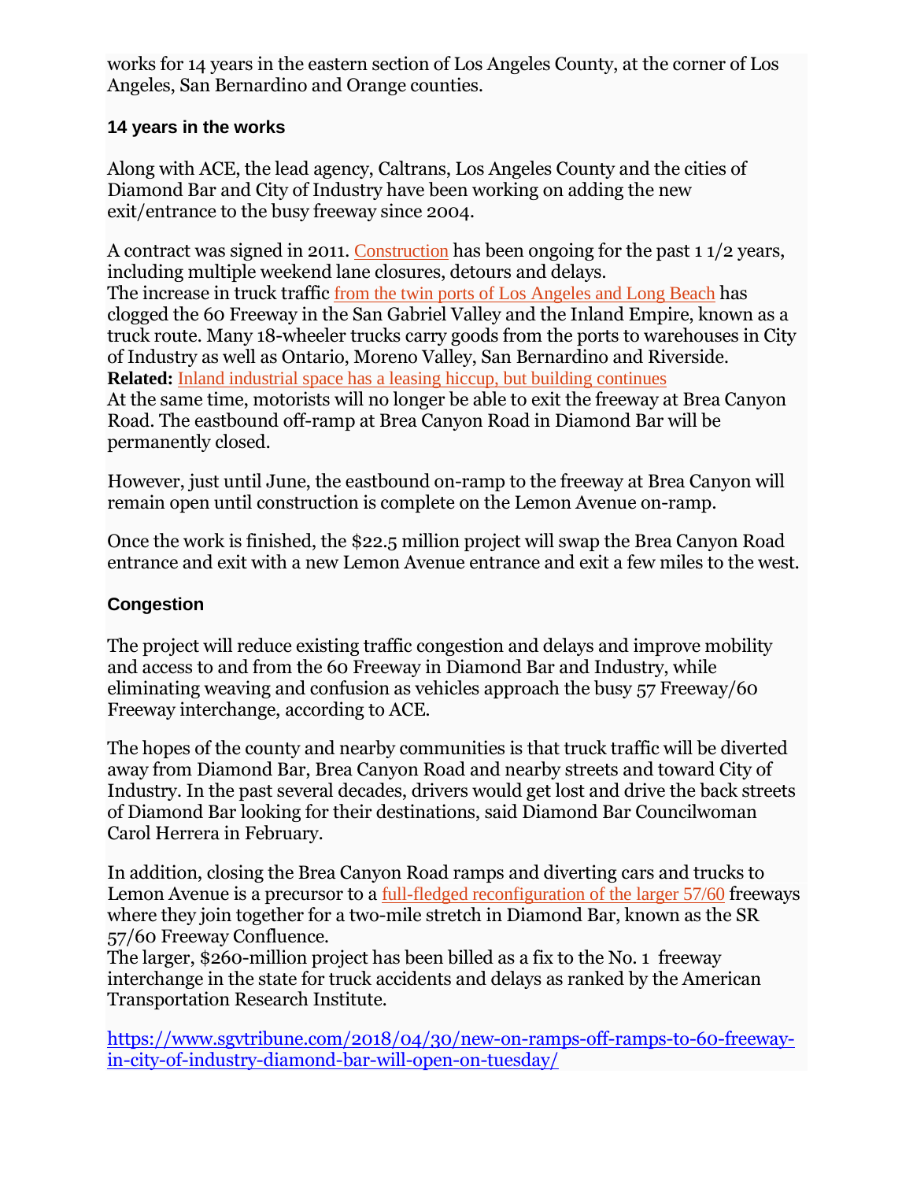works for 14 years in the eastern section of Los Angeles County, at the corner of Los Angeles, San Bernardino and Orange counties.

### 14 years in the works

Along with ACE, the lead agency, Caltrans, Los Angeles County and the cities of Diamond Bar and City of Industry have been working on adding the new exit/entrance to the busy freeway since 2004.

A contract was signed in 2011. Construction has been ongoing for the past 1 1/2 years, including multiple weekend lane closures, detours and delays.
The increase in truck traffic from the twin ports of Los Angeles and Long Beach has clogged the 60 Freeway in the San Gabriel Valley and the Inland Empire, known as a truck route. Many 18-wheeler trucks carry goods from the ports to warehouses in City of Industry as well as Ontario, Moreno Valley, San Bernardino and Riverside.
**Related:** Inland industrial space has a leasing hiccup, but building continues
At the same time, motorists will no longer be able to exit the freeway at Brea Canyon Road. The eastbound off-ramp at Brea Canyon Road in Diamond Bar will be permanently closed.

However, just until June, the eastbound on-ramp to the freeway at Brea Canyon will remain open until construction is complete on the Lemon Avenue on-ramp.

Once the work is finished, the $22.5 million project will swap the Brea Canyon Road entrance and exit with a new Lemon Avenue entrance and exit a few miles to the west.

### Congestion

The project will reduce existing traffic congestion and delays and improve mobility and access to and from the 60 Freeway in Diamond Bar and Industry, while eliminating weaving and confusion as vehicles approach the busy 57 Freeway/60 Freeway interchange, according to ACE.

The hopes of the county and nearby communities is that truck traffic will be diverted away from Diamond Bar, Brea Canyon Road and nearby streets and toward City of Industry. In the past several decades, drivers would get lost and drive the back streets of Diamond Bar looking for their destinations, said Diamond Bar Councilwoman Carol Herrera in February.

In addition, closing the Brea Canyon Road ramps and diverting cars and trucks to Lemon Avenue is a precursor to a full-fledged reconfiguration of the larger 57/60 freeways where they join together for a two-mile stretch in Diamond Bar, known as the SR 57/60 Freeway Confluence.
The larger, $260-million project has been billed as a fix to the No. 1 freeway interchange in the state for truck accidents and delays as ranked by the American Transportation Research Institute.

https://www.sgvtribune.com/2018/04/30/new-on-ramps-off-ramps-to-60-freeway-in-city-of-industry-diamond-bar-will-open-on-tuesday/